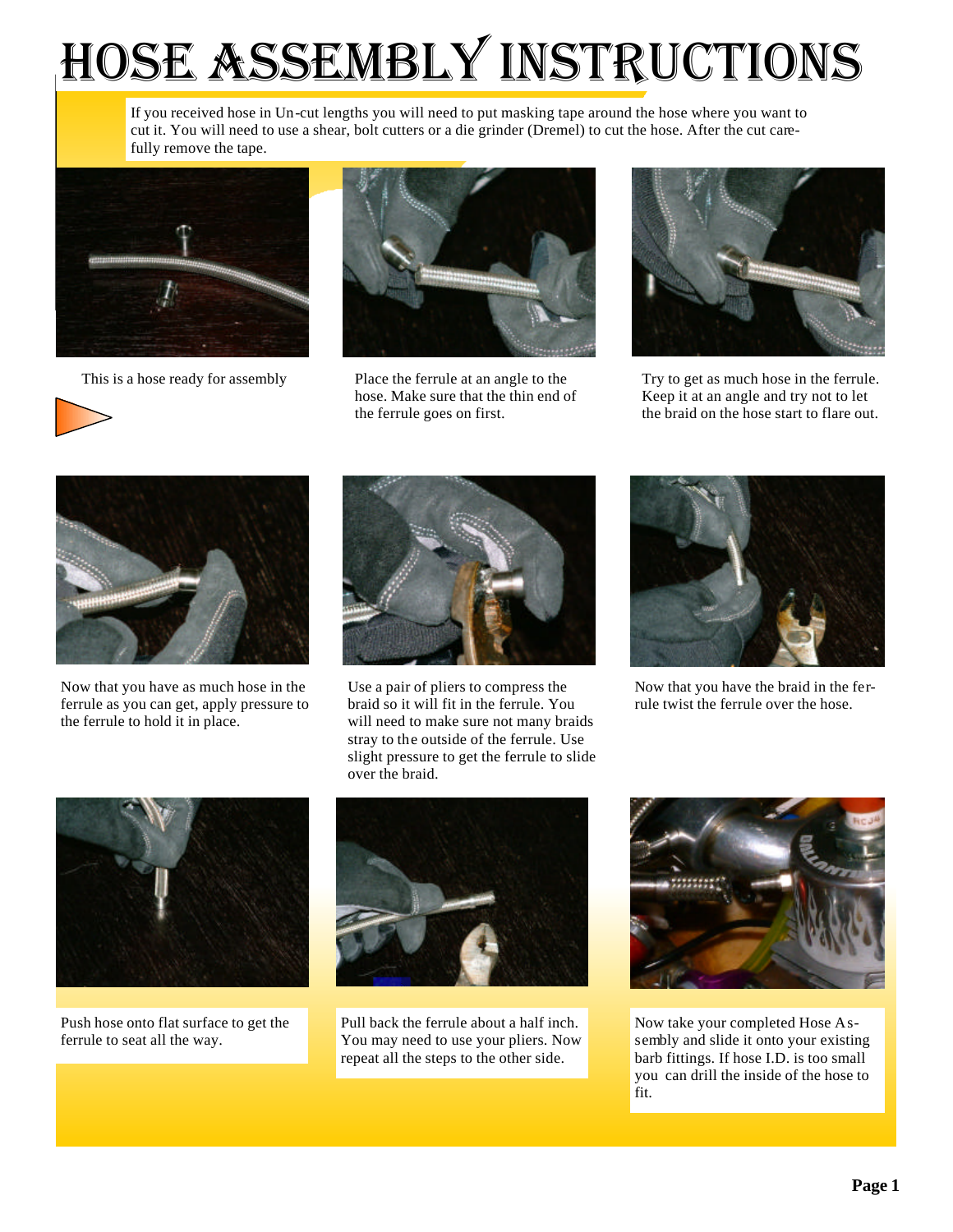# Hose Assembly Instructions

If you received hose in Un-cut lengths you will need to put masking tape around the hose where you want to cut it. You will need to use a shear, bolt cutters or a die grinder (Dremel) to cut the hose. After the cut carefully remove the tape.

This is a hose ready for assembly

Place the ferrule at an angle to the hose. Make sure that the thin end of the ferrule goes on first.

Try to get as much hose in the ferrule. Keep it at an angle and try not to let the braid on the hose start to flare out.

Now that you have as much hose in the ferrule as you can get, apply pressure to the ferrule to hold it in place.

Use a pair of pliers to compress the braid so it will fit in the ferrule. You will need to make sure not many braids stray to the outside of the ferrule. Use slight pressure to get the ferrule to slide over the braid.

Now that you have the braid in the ferrule twist the ferrule over the hose.

Push hose onto flat surface to get the ferrule to seat all the way.

Pull back the ferrule about a half inch. You may need to use your pliers. Now repeat all the steps to the other side.

Now take your completed Hose Assembly and slide it onto your existing barb fittings. If hose I.D. is too small you can drill the inside of the hose to fit.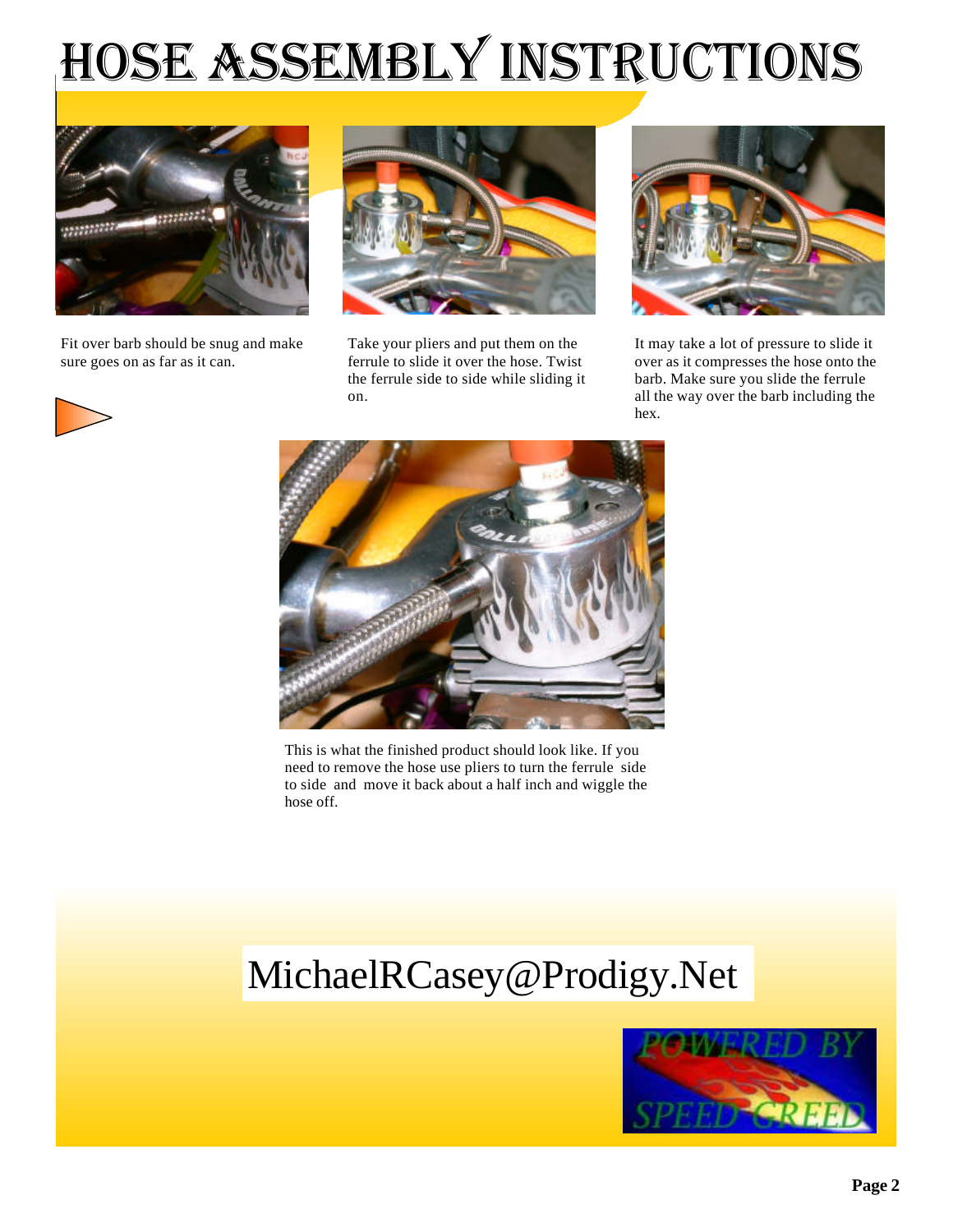# Hose Assembly Instructions

Fit over barb should be snug and make sure goes on as far as it can.

Take your pliers and put them on the ferrule to slide it over the hose. Twist the ferrule side to side while sliding it on.

It may take a lot of pressure to slide it over as it compresses the hose onto the barb. Make sure you slide the ferrule all the way over the barb including the hex.

This is what the finished product should look like. If you need to remove the hose use pliers to turn the ferrule side to side and move it back about a half inch and wiggle the hose off.

MichaelRCasey@Prodigy.Net

POWERED BY SPEED CREED